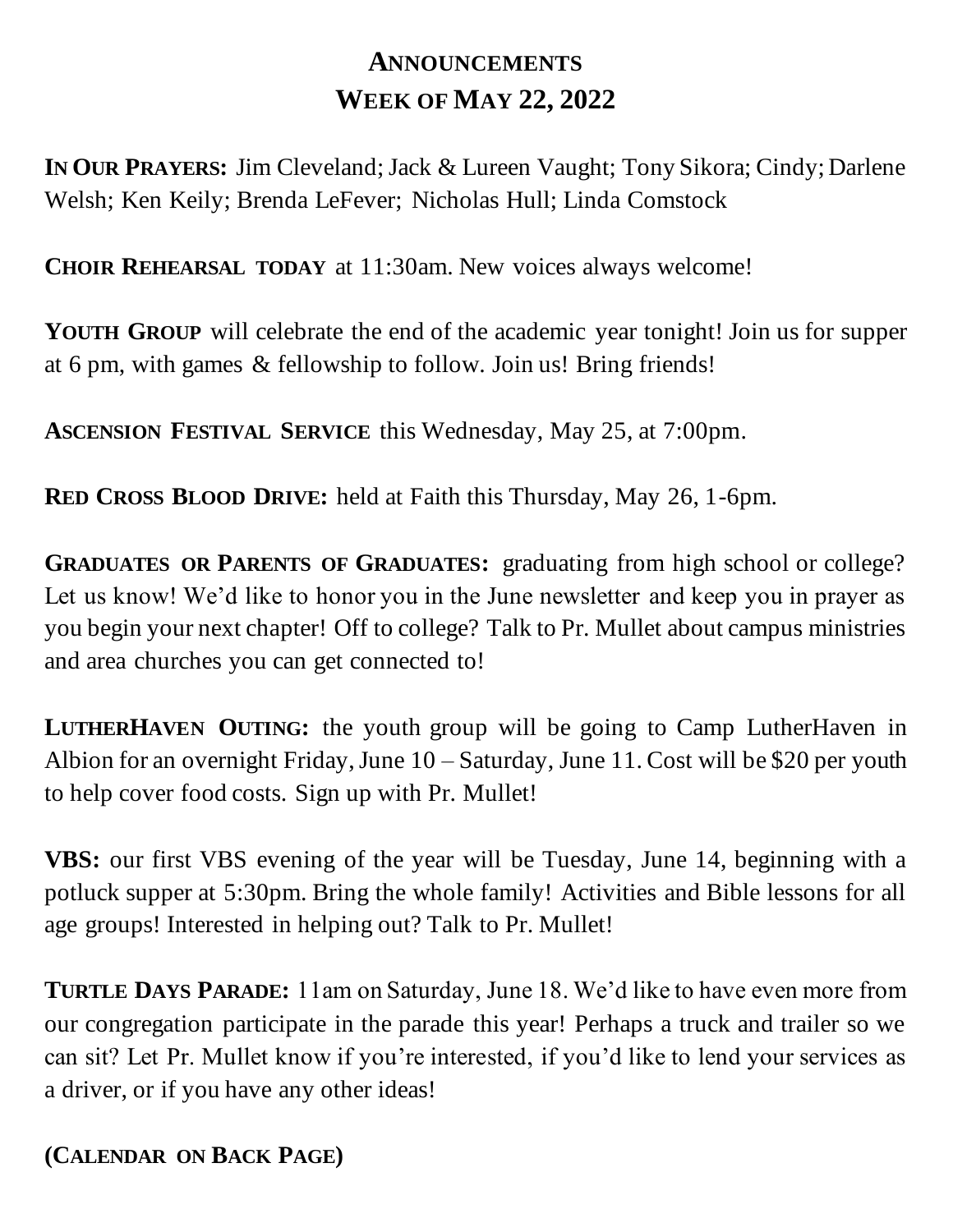# ANNOUNCEMENTS
# WEEK OF MAY 22, 2022

**IN OUR PRAYERS:** Jim Cleveland; Jack & Lureen Vaught; Tony Sikora; Cindy; Darlene Welsh; Ken Keily; Brenda LeFever; Nicholas Hull; Linda Comstock

**CHOIR REHEARSAL TODAY** at 11:30am. New voices always welcome!

**YOUTH GROUP** will celebrate the end of the academic year tonight! Join us for supper at 6 pm, with games & fellowship to follow. Join us! Bring friends!

**ASCENSION FESTIVAL SERVICE** this Wednesday, May 25, at 7:00pm.

**RED CROSS BLOOD DRIVE:** held at Faith this Thursday, May 26, 1-6pm.

**GRADUATES OR PARENTS OF GRADUATES:** graduating from high school or college? Let us know! We'd like to honor you in the June newsletter and keep you in prayer as you begin your next chapter! Off to college? Talk to Pr. Mullet about campus ministries and area churches you can get connected to!

**LUTHERHAVEN OUTING:** the youth group will be going to Camp LutherHaven in Albion for an overnight Friday, June 10 – Saturday, June 11. Cost will be $20 per youth to help cover food costs. Sign up with Pr. Mullet!

**VBS:** our first VBS evening of the year will be Tuesday, June 14, beginning with a potluck supper at 5:30pm. Bring the whole family! Activities and Bible lessons for all age groups! Interested in helping out? Talk to Pr. Mullet!

**TURTLE DAYS PARADE:** 11am on Saturday, June 18. We'd like to have even more from our congregation participate in the parade this year! Perhaps a truck and trailer so we can sit? Let Pr. Mullet know if you're interested, if you'd like to lend your services as a driver, or if you have any other ideas!

**(CALENDAR ON BACK PAGE)**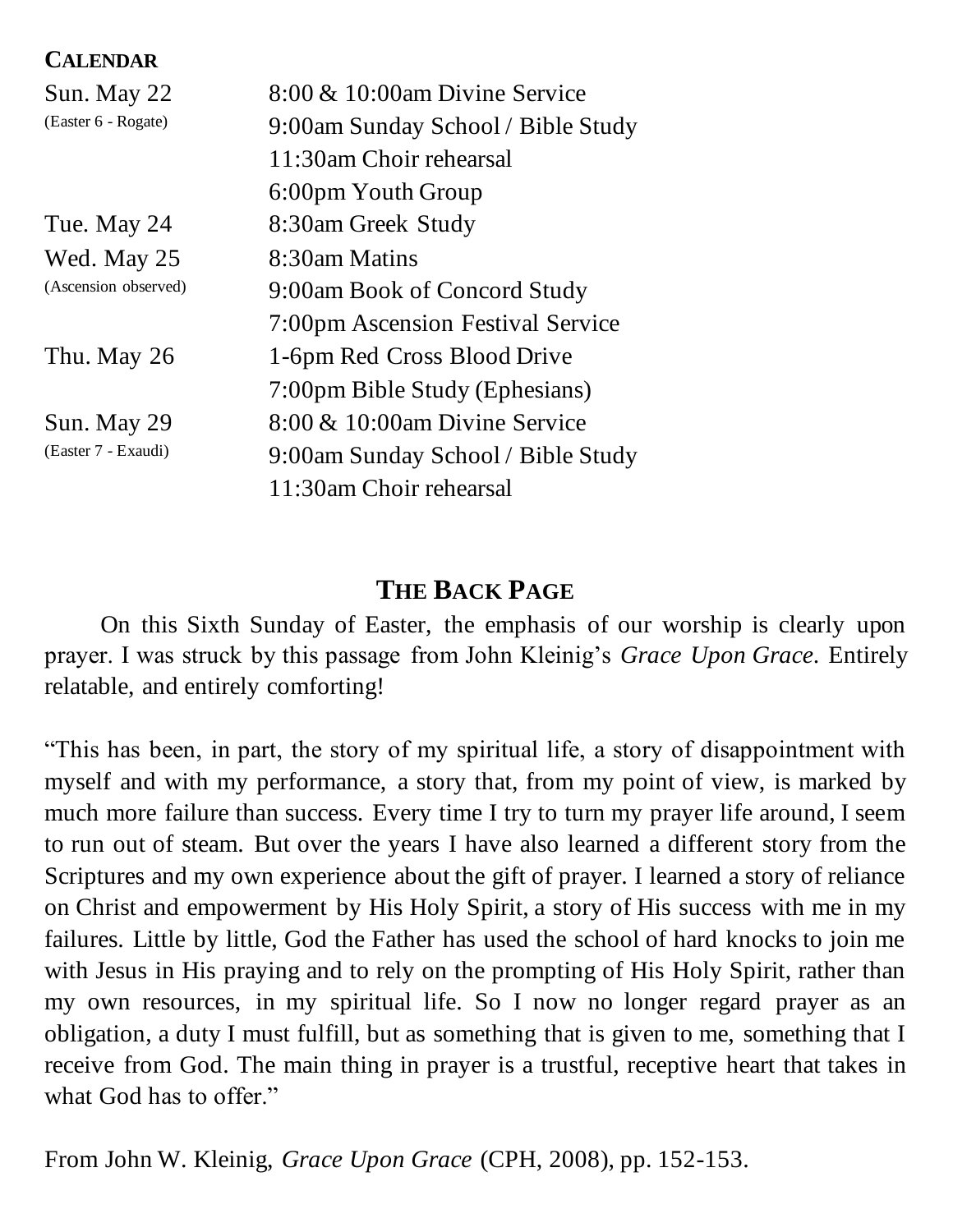## Calendar

| | |
|---|---|
| Sun. May 22 (Easter 6 - Rogate) | 8:00 & 10:00am Divine Service<br>9:00am Sunday School / Bible Study<br>11:30am Choir rehearsal<br>6:00pm Youth Group |
| Tue. May 24 | 8:30am Greek Study |
| Wed. May 25 (Ascension observed) | 8:30am Matins<br>9:00am Book of Concord Study<br>7:00pm Ascension Festival Service |
| Thu. May 26 | 1-6pm Red Cross Blood Drive<br>7:00pm Bible Study (Ephesians) |
| Sun. May 29 (Easter 7 - Exaudi) | 8:00 & 10:00am Divine Service<br>9:00am Sunday School / Bible Study<br>11:30am Choir rehearsal |

## The Back Page

On this Sixth Sunday of Easter, the emphasis of our worship is clearly upon prayer. I was struck by this passage from John Kleinig's *Grace Upon Grace*. Entirely relatable, and entirely comforting!

"This has been, in part, the story of my spiritual life, a story of disappointment with myself and with my performance, a story that, from my point of view, is marked by much more failure than success. Every time I try to turn my prayer life around, I seem to run out of steam. But over the years I have also learned a different story from the Scriptures and my own experience about the gift of prayer. I learned a story of reliance on Christ and empowerment by His Holy Spirit, a story of His success with me in my failures. Little by little, God the Father has used the school of hard knocks to join me with Jesus in His praying and to rely on the prompting of His Holy Spirit, rather than my own resources, in my spiritual life. So I now no longer regard prayer as an obligation, a duty I must fulfill, but as something that is given to me, something that I receive from God. The main thing in prayer is a trustful, receptive heart that takes in what God has to offer."

From John W. Kleinig, *Grace Upon Grace* (CPH, 2008), pp. 152-153.